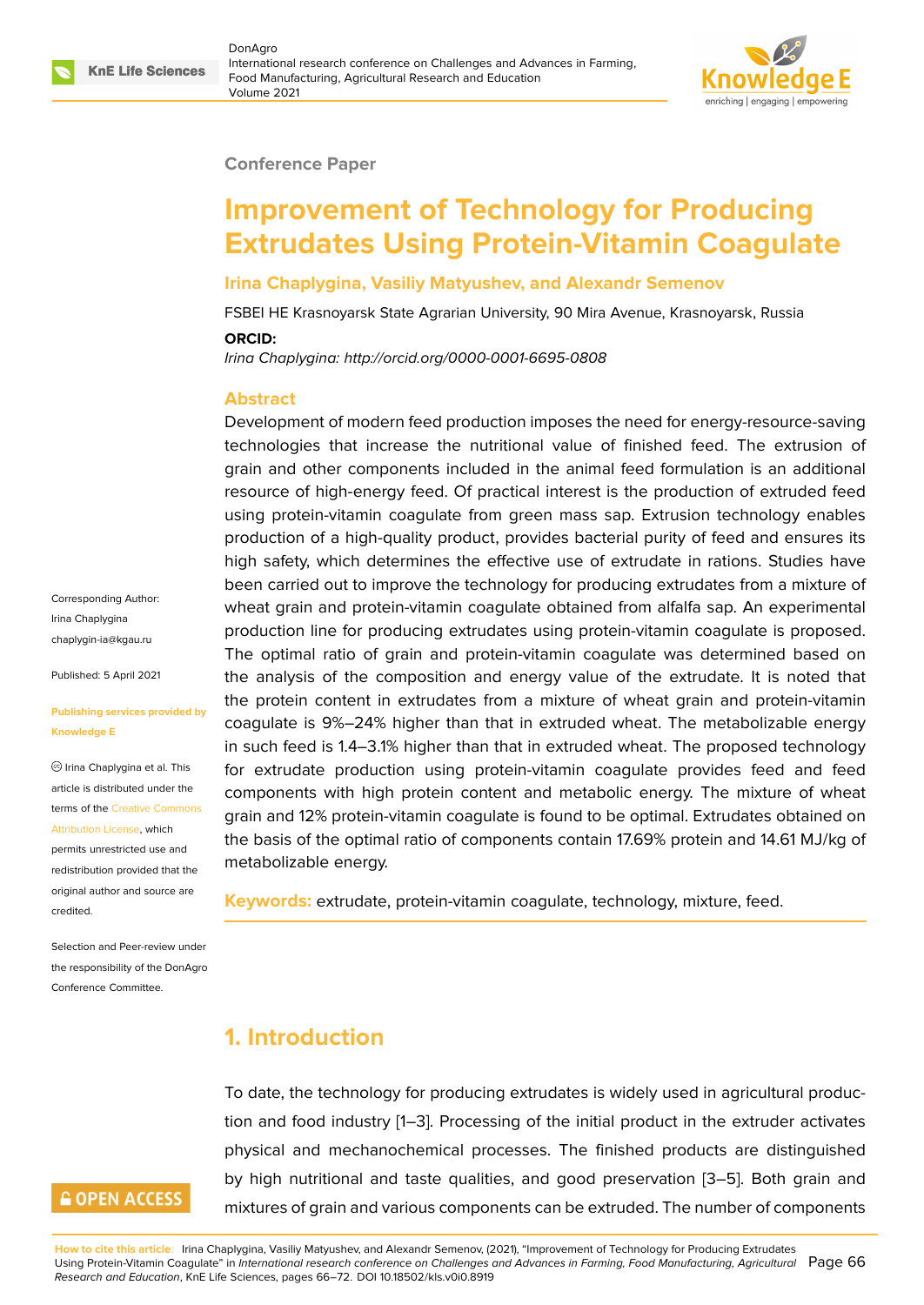Conference Paper

# Improvement of Technology for Producing Extrudates Using Protein-Vitamin Coagulate

**Irina Chaplygina, Vasiliy Matyushev, and Alexandr Semenov**

FSBEI HE Krasnoyarsk State Agrarian University, 90 Mira Avenue, Krasnoyarsk, Russia

**ORCID:**

*Irina Chaplygina: http://orcid.org/0000-0001-6695-0808*

Corresponding Author:
Irina Chaplygina
chaplygin-ia@kgau.ru

Published: 5 April 2021

Publishing services provided by Knowledge E

Irina Chaplygina et al. This article is distributed under the terms of the Creative Commons Attribution License, which permits unrestricted use and redistribution provided that the original author and source are credited.

Selection and Peer-review under the responsibility of the DonAgro Conference Committee.

## Abstract

Development of modern feed production imposes the need for energy-resource-saving technologies that increase the nutritional value of finished feed. The extrusion of grain and other components included in the animal feed formulation is an additional resource of high-energy feed. Of practical interest is the production of extruded feed using protein-vitamin coagulate from green mass sap. Extrusion technology enables production of a high-quality product, provides bacterial purity of feed and ensures its high safety, which determines the effective use of extrudate in rations. Studies have been carried out to improve the technology for producing extrudates from a mixture of wheat grain and protein-vitamin coagulate obtained from alfalfa sap. An experimental production line for producing extrudates using protein-vitamin coagulate is proposed. The optimal ratio of grain and protein-vitamin coagulate was determined based on the analysis of the composition and energy value of the extrudate. It is noted that the protein content in extrudates from a mixture of wheat grain and protein-vitamin coagulate is 9%–24% higher than that in extruded wheat. The metabolizable energy in such feed is 1.4–3.1% higher than that in extruded wheat. The proposed technology for extrudate production using protein-vitamin coagulate provides feed and feed components with high protein content and metabolic energy. The mixture of wheat grain and 12% protein-vitamin coagulate is found to be optimal. Extrudates obtained on the basis of the optimal ratio of components contain 17.69% protein and 14.61 MJ/kg of metabolizable energy.

**Keywords:** extrudate, protein-vitamin coagulate, technology, mixture, feed.

## 1. Introduction

To date, the technology for producing extrudates is widely used in agricultural production and food industry [1–3]. Processing of the initial product in the extruder activates physical and mechanochemical processes. The finished products are distinguished by high nutritional and taste qualities, and good preservation [3–5]. Both grain and mixtures of grain and various components can be extruded. The number of components

**How to cite this article:** Irina Chaplygina, Vasiliy Matyushev, and Alexandr Semenov, (2021), "Improvement of Technology for Producing Extrudates Using Protein-Vitamin Coagulate" in *International research conference on Challenges and Advances in Farming, Food Manufacturing, Agricultural Research and Education*, KnE Life Sciences, pages 66–72. DOI 10.18502/kls.v0i0.8919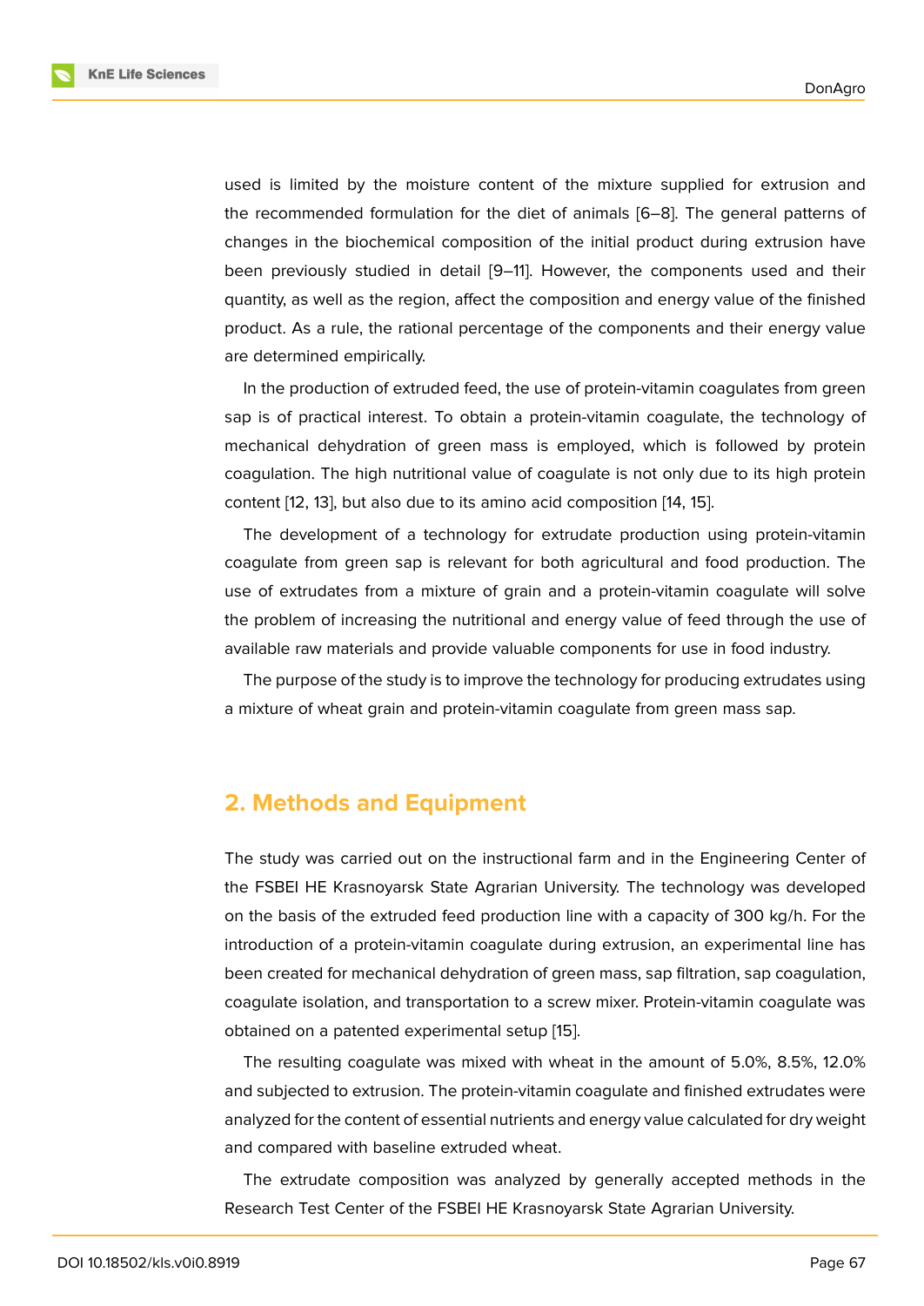used is limited by the moisture content of the mixture supplied for extrusion and the recommended formulation for the diet of animals [6–8]. The general patterns of changes in the biochemical composition of the initial product during extrusion have been previously studied in detail [9–11]. However, the components used and their quantity, as well as the region, affect the composition and energy value of the finished product. As a rule, the rational percentage of the components and their energy value are determined empirically.

In the production of extruded feed, the use of protein-vitamin coagulates from green sap is of practical interest. To obtain a protein-vitamin coagulate, the technology of mechanical dehydration of green mass is employed, which is followed by protein coagulation. The high nutritional value of coagulate is not only due to its high protein content [12, 13], but also due to its amino acid composition [14, 15].

The development of a technology for extrudate production using protein-vitamin coagulate from green sap is relevant for both agricultural and food production. The use of extrudates from a mixture of grain and a protein-vitamin coagulate will solve the problem of increasing the nutritional and energy value of feed through the use of available raw materials and provide valuable components for use in food industry.

The purpose of the study is to improve the technology for producing extrudates using a mixture of wheat grain and protein-vitamin coagulate from green mass sap.

## 2. Methods and Equipment

The study was carried out on the instructional farm and in the Engineering Center of the FSBEI HE Krasnoyarsk State Agrarian University. The technology was developed on the basis of the extruded feed production line with a capacity of 300 kg/h. For the introduction of a protein-vitamin coagulate during extrusion, an experimental line has been created for mechanical dehydration of green mass, sap filtration, sap coagulation, coagulate isolation, and transportation to a screw mixer. Protein-vitamin coagulate was obtained on a patented experimental setup [15].

The resulting coagulate was mixed with wheat in the amount of 5.0%, 8.5%, 12.0% and subjected to extrusion. The protein-vitamin coagulate and finished extrudates were analyzed for the content of essential nutrients and energy value calculated for dry weight and compared with baseline extruded wheat.

The extrudate composition was analyzed by generally accepted methods in the Research Test Center of the FSBEI HE Krasnoyarsk State Agrarian University.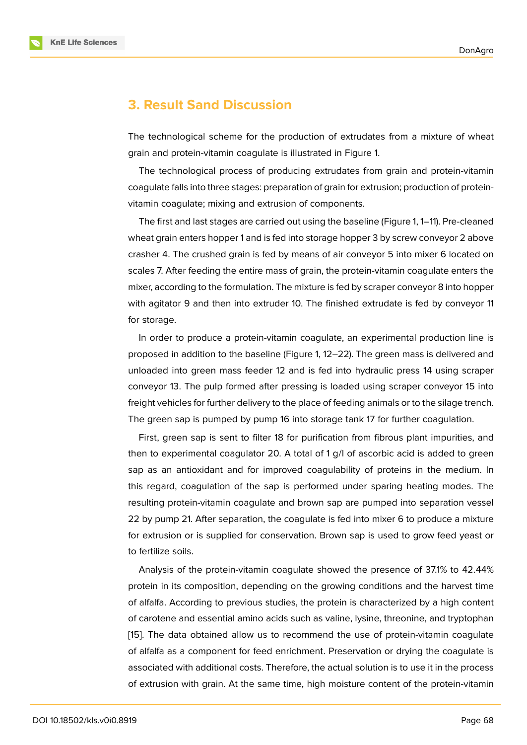## 3. Result Sand Discussion

The technological scheme for the production of extrudates from a mixture of wheat grain and protein-vitamin coagulate is illustrated in Figure 1.

The technological process of producing extrudates from grain and protein-vitamin coagulate falls into three stages: preparation of grain for extrusion; production of protein-vitamin coagulate; mixing and extrusion of components.

The first and last stages are carried out using the baseline (Figure 1, 1–11). Pre-cleaned wheat grain enters hopper 1 and is fed into storage hopper 3 by screw conveyor 2 above crasher 4. The crushed grain is fed by means of air conveyor 5 into mixer 6 located on scales 7. After feeding the entire mass of grain, the protein-vitamin coagulate enters the mixer, according to the formulation. The mixture is fed by scraper conveyor 8 into hopper with agitator 9 and then into extruder 10. The finished extrudate is fed by conveyor 11 for storage.

In order to produce a protein-vitamin coagulate, an experimental production line is proposed in addition to the baseline (Figure 1, 12–22). The green mass is delivered and unloaded into green mass feeder 12 and is fed into hydraulic press 14 using scraper conveyor 13. The pulp formed after pressing is loaded using scraper conveyor 15 into freight vehicles for further delivery to the place of feeding animals or to the silage trench. The green sap is pumped by pump 16 into storage tank 17 for further coagulation.

First, green sap is sent to filter 18 for purification from fibrous plant impurities, and then to experimental coagulator 20. A total of 1 g/l of ascorbic acid is added to green sap as an antioxidant and for improved coagulability of proteins in the medium. In this regard, coagulation of the sap is performed under sparing heating modes. The resulting protein-vitamin coagulate and brown sap are pumped into separation vessel 22 by pump 21. After separation, the coagulate is fed into mixer 6 to produce a mixture for extrusion or is supplied for conservation. Brown sap is used to grow feed yeast or to fertilize soils.

Analysis of the protein-vitamin coagulate showed the presence of 37.1% to 42.44% protein in its composition, depending on the growing conditions and the harvest time of alfalfa. According to previous studies, the protein is characterized by a high content of carotene and essential amino acids such as valine, lysine, threonine, and tryptophan [15]. The data obtained allow us to recommend the use of protein-vitamin coagulate of alfalfa as a component for feed enrichment. Preservation or drying the coagulate is associated with additional costs. Therefore, the actual solution is to use it in the process of extrusion with grain. At the same time, high moisture content of the protein-vitamin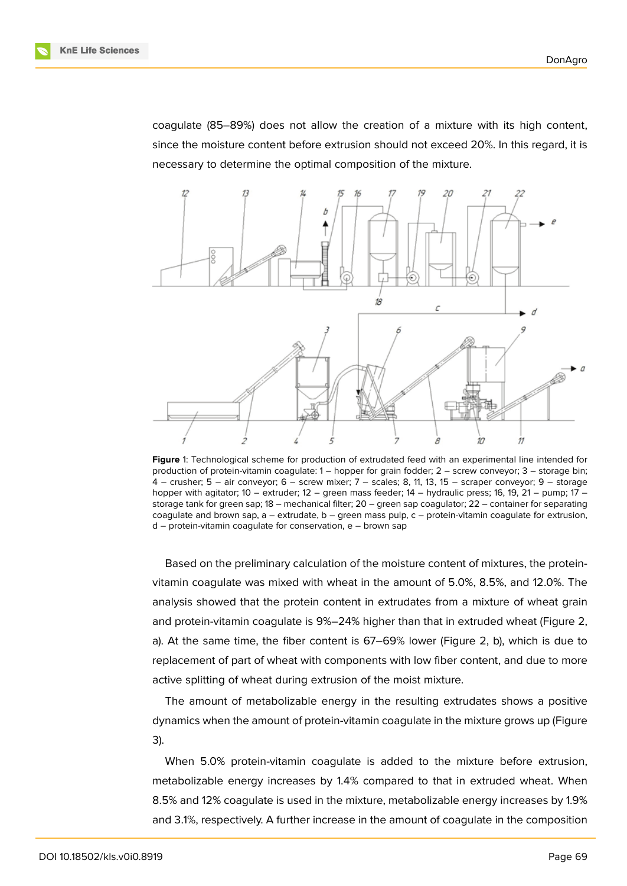coagulate (85–89%) does not allow the creation of a mixture with its high content, since the moisture content before extrusion should not exceed 20%. In this regard, it is necessary to determine the optimal composition of the mixture.

**Figure** 1: Technological scheme for production of extrudated feed with an experimental line intended for production of protein-vitamin coagulate: 1 – hopper for grain fodder; 2 – screw conveyor; 3 – storage bin; 4 – crusher; 5 – air conveyor; 6 – screw mixer; 7 – scales; 8, 11, 13, 15 – scraper conveyor; 9 – storage hopper with agitator; 10 – extruder; 12 – green mass feeder; 14 – hydraulic press; 16, 19, 21 – pump; 17 – storage tank for green sap; 18 – mechanical filter; 20 – green sap coagulator; 22 – container for separating coagulate and brown sap, a – extrudate, b – green mass pulp, c – protein-vitamin coagulate for extrusion, d – protein-vitamin coagulate for conservation, e – brown sap

Based on the preliminary calculation of the moisture content of mixtures, the protein-vitamin coagulate was mixed with wheat in the amount of 5.0%, 8.5%, and 12.0%. The analysis showed that the protein content in extrudates from a mixture of wheat grain and protein-vitamin coagulate is 9%–24% higher than that in extruded wheat (Figure 2, a). At the same time, the fiber content is 67–69% lower (Figure 2, b), which is due to replacement of part of wheat with components with low fiber content, and due to more active splitting of wheat during extrusion of the moist mixture.

The amount of metabolizable energy in the resulting extrudates shows a positive dynamics when the amount of protein-vitamin coagulate in the mixture grows up (Figure 3).

When 5.0% protein-vitamin coagulate is added to the mixture before extrusion, metabolizable energy increases by 1.4% compared to that in extruded wheat. When 8.5% and 12% coagulate is used in the mixture, metabolizable energy increases by 1.9% and 3.1%, respectively. A further increase in the amount of coagulate in the composition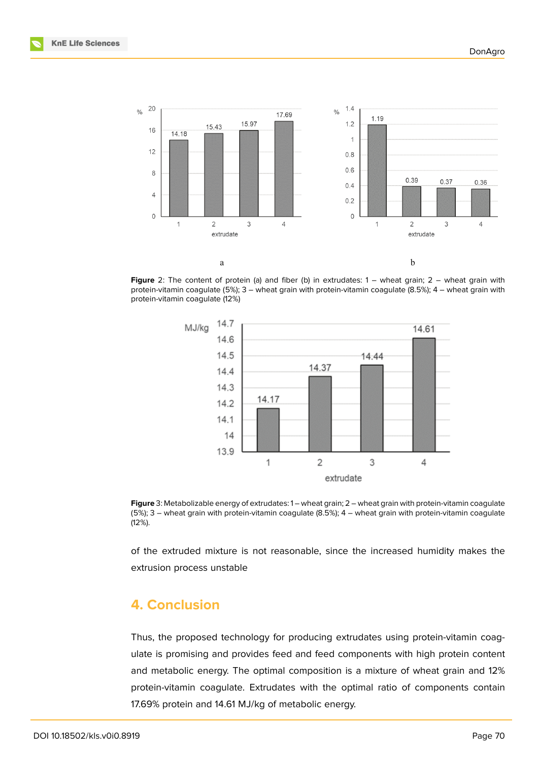Figure 2: The content of protein (a) and fiber (b) in extrudates: 1 – wheat grain; 2 – wheat grain with protein-vitamin coagulate (5%); 3 – wheat grain with protein-vitamin coagulate (8.5%); 4 – wheat grain with protein-vitamin coagulate (12%)

Figure 3: Metabolizable energy of extrudates: 1 – wheat grain; 2 – wheat grain with protein-vitamin coagulate (5%); 3 – wheat grain with protein-vitamin coagulate (8.5%); 4 – wheat grain with protein-vitamin coagulate (12%).

of the extruded mixture is not reasonable, since the increased humidity makes the extrusion process unstable

## 4. Conclusion

Thus, the proposed technology for producing extrudates using protein-vitamin coagulate is promising and provides feed and feed components with high protein content and metabolic energy. The optimal composition is a mixture of wheat grain and 12% protein-vitamin coagulate. Extrudates with the optimal ratio of components contain 17.69% protein and 14.61 MJ/kg of metabolic energy.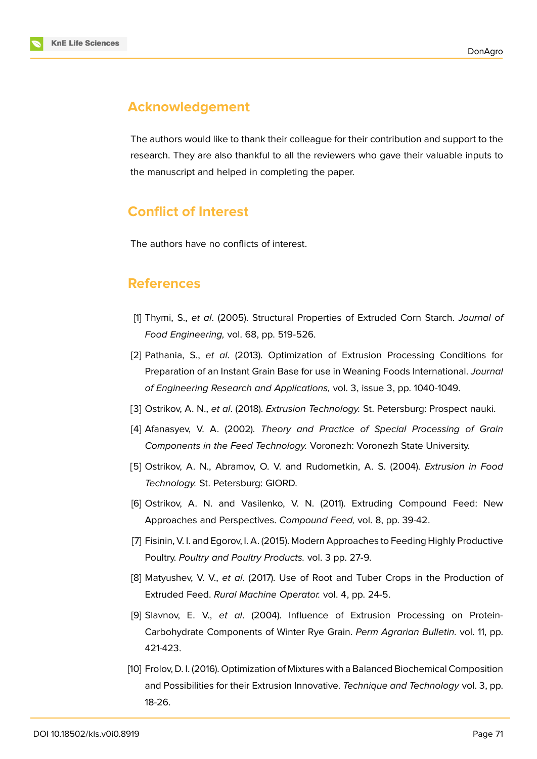## Acknowledgement

The authors would like to thank their colleague for their contribution and support to the research. They are also thankful to all the reviewers who gave their valuable inputs to the manuscript and helped in completing the paper.

## Conflict of Interest

The authors have no conflicts of interest.

## References

[1] Thymi, S., *et al*. (2005). Structural Properties of Extruded Corn Starch. *Journal of Food Engineering,* vol. 68, pp. 519-526.

[2] Pathania, S., *et al*. (2013). Optimization of Extrusion Processing Conditions for Preparation of an Instant Grain Base for use in Weaning Foods International. *Journal of Engineering Research and Applications,* vol. 3, issue 3, pp. 1040-1049.

[3] Ostrikov, A. N., *et al*. (2018). *Extrusion Technology.* St. Petersburg: Prospect nauki.

[4] Afanasyev, V. A. (2002). *Theory and Practice of Special Processing of Grain Components in the Feed Technology.* Voronezh: Voronezh State University.

[5] Ostrikov, A. N., Abramov, O. V. and Rudometkin, A. S. (2004). *Extrusion in Food Technology.* St. Petersburg: GIORD.

[6] Ostrikov, A. N. and Vasilenko, V. N. (2011). Extruding Compound Feed: New Approaches and Perspectives. *Compound Feed,* vol. 8, pp. 39-42.

[7] Fisinin, V. I. and Egorov, I. A. (2015). Modern Approaches to Feeding Highly Productive Poultry. *Poultry and Poultry Products.* vol. 3 pp. 27-9.

[8] Matyushev, V. V., *et al*. (2017). Use of Root and Tuber Crops in the Production of Extruded Feed. *Rural Machine Operator.* vol. 4, pp. 24-5.

[9] Slavnov, E. V., *et al*. (2004). Influence of Extrusion Processing on Protein-Carbohydrate Components of Winter Rye Grain. *Perm Agrarian Bulletin.* vol. 11, pp. 421-423.

[10] Frolov, D. I. (2016). Optimization of Mixtures with a Balanced Biochemical Composition and Possibilities for their Extrusion Innovative. *Technique and Technology* vol. 3, pp. 18-26.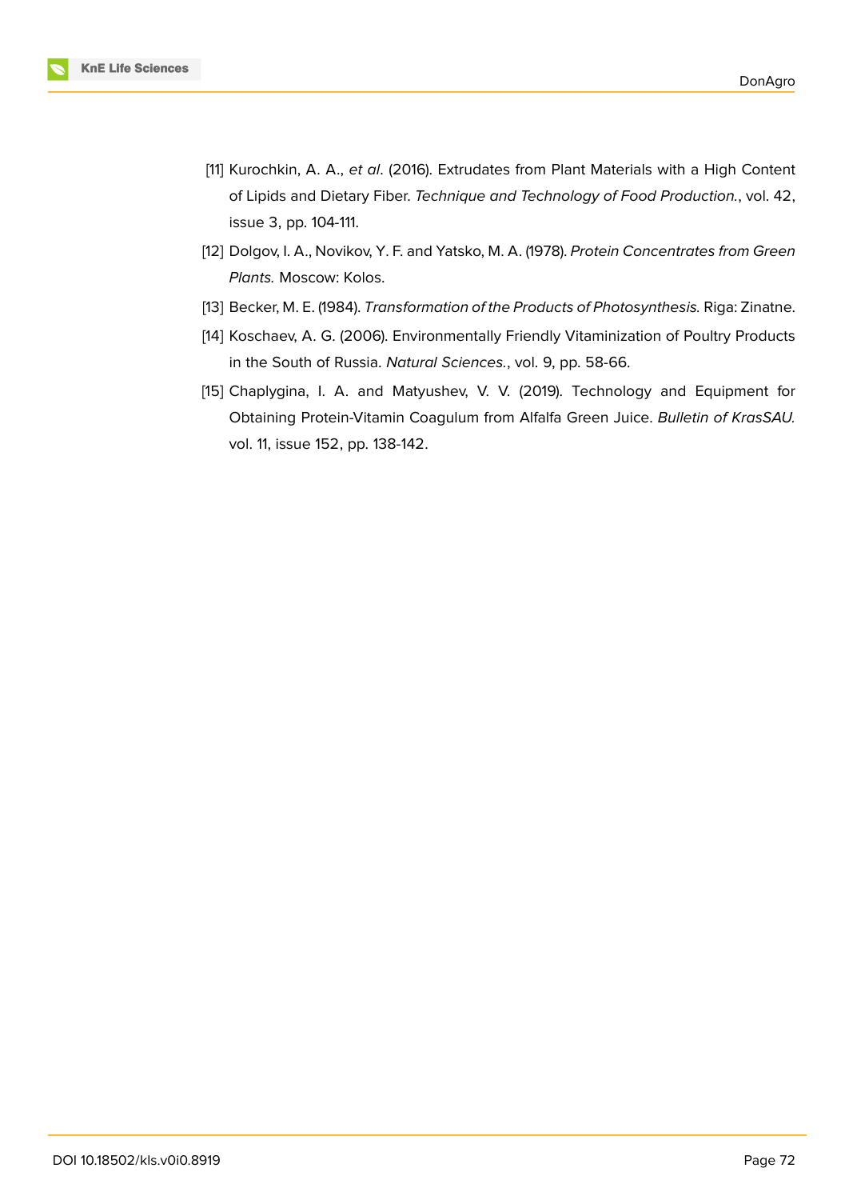[11] Kurochkin, A. A., *et al*. (2016). Extrudates from Plant Materials with a High Content of Lipids and Dietary Fiber. *Technique and Technology of Food Production.*, vol. 42, issue 3, pp. 104-111.

[12] Dolgov, I. A., Novikov, Y. F. and Yatsko, M. A. (1978). *Protein Concentrates from Green Plants.* Moscow: Kolos.

[13] Becker, M. E. (1984). *Transformation of the Products of Photosynthesis.* Riga: Zinatne.

[14] Koschaev, A. G. (2006). Environmentally Friendly Vitaminization of Poultry Products in the South of Russia. *Natural Sciences.*, vol. 9, pp. 58-66.

[15] Chaplygina, I. A. and Matyushev, V. V. (2019). Technology and Equipment for Obtaining Protein-Vitamin Coagulum from Alfalfa Green Juice. *Bulletin of KrasSAU.* vol. 11, issue 152, pp. 138-142.